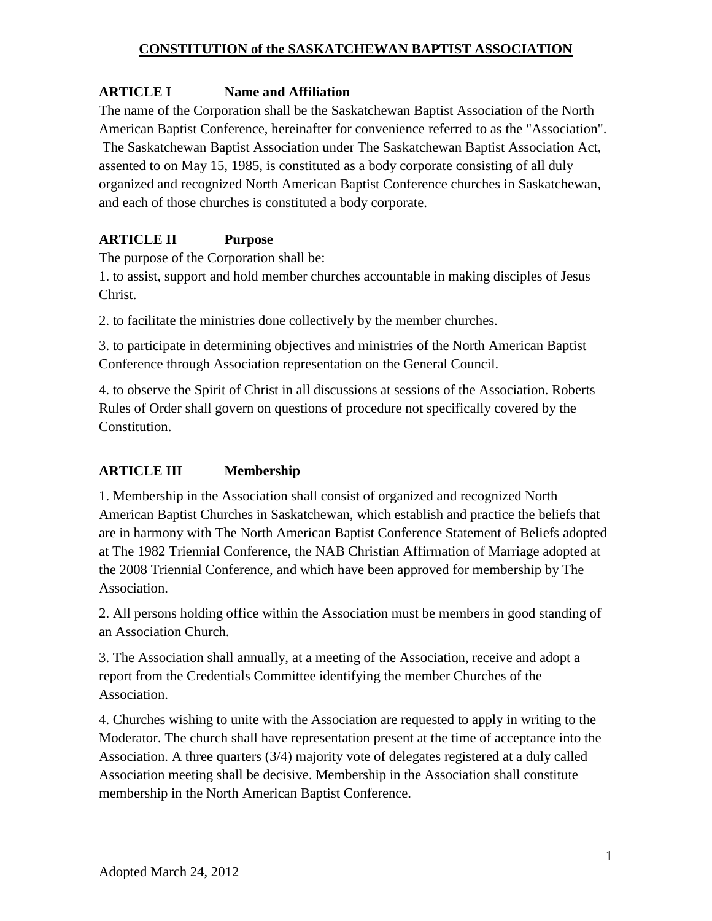# CONSTITUTION of the SASKATCHEWAN BAPTIST ASSOCIATION

## ARTICLE I Name and Affiliation

The name of the Corporation shall be the Saskatchewan Baptist Association of the North American Baptist Conference, hereinafter for convenience referred to as the "Association". The Saskatchewan Baptist Association under The Saskatchewan Baptist Association Act, assented to on May 15, 1985, is constituted as a body corporate consisting of all duly organized and recognized North American Baptist Conference churches in Saskatchewan, and each of those churches is constituted a body corporate.

## ARTICLE II Purpose

The purpose of the Corporation shall be:

1. to assist, support and hold member churches accountable in making disciples of Jesus Christ.

2. to facilitate the ministries done collectively by the member churches.

3. to participate in determining objectives and ministries of the North American Baptist Conference through Association representation on the General Council.

4. to observe the Spirit of Christ in all discussions at sessions of the Association. Roberts Rules of Order shall govern on questions of procedure not specifically covered by the Constitution.

## ARTICLE III Membership

1. Membership in the Association shall consist of organized and recognized North American Baptist Churches in Saskatchewan, which establish and practice the beliefs that are in harmony with The North American Baptist Conference Statement of Beliefs adopted at The 1982 Triennial Conference, the NAB Christian Affirmation of Marriage adopted at the 2008 Triennial Conference, and which have been approved for membership by The Association.

2. All persons holding office within the Association must be members in good standing of an Association Church.

3. The Association shall annually, at a meeting of the Association, receive and adopt a report from the Credentials Committee identifying the member Churches of the Association.

4. Churches wishing to unite with the Association are requested to apply in writing to the Moderator. The church shall have representation present at the time of acceptance into the Association. A three quarters (3/4) majority vote of delegates registered at a duly called Association meeting shall be decisive. Membership in the Association shall constitute membership in the North American Baptist Conference.

Adopted March 24, 2012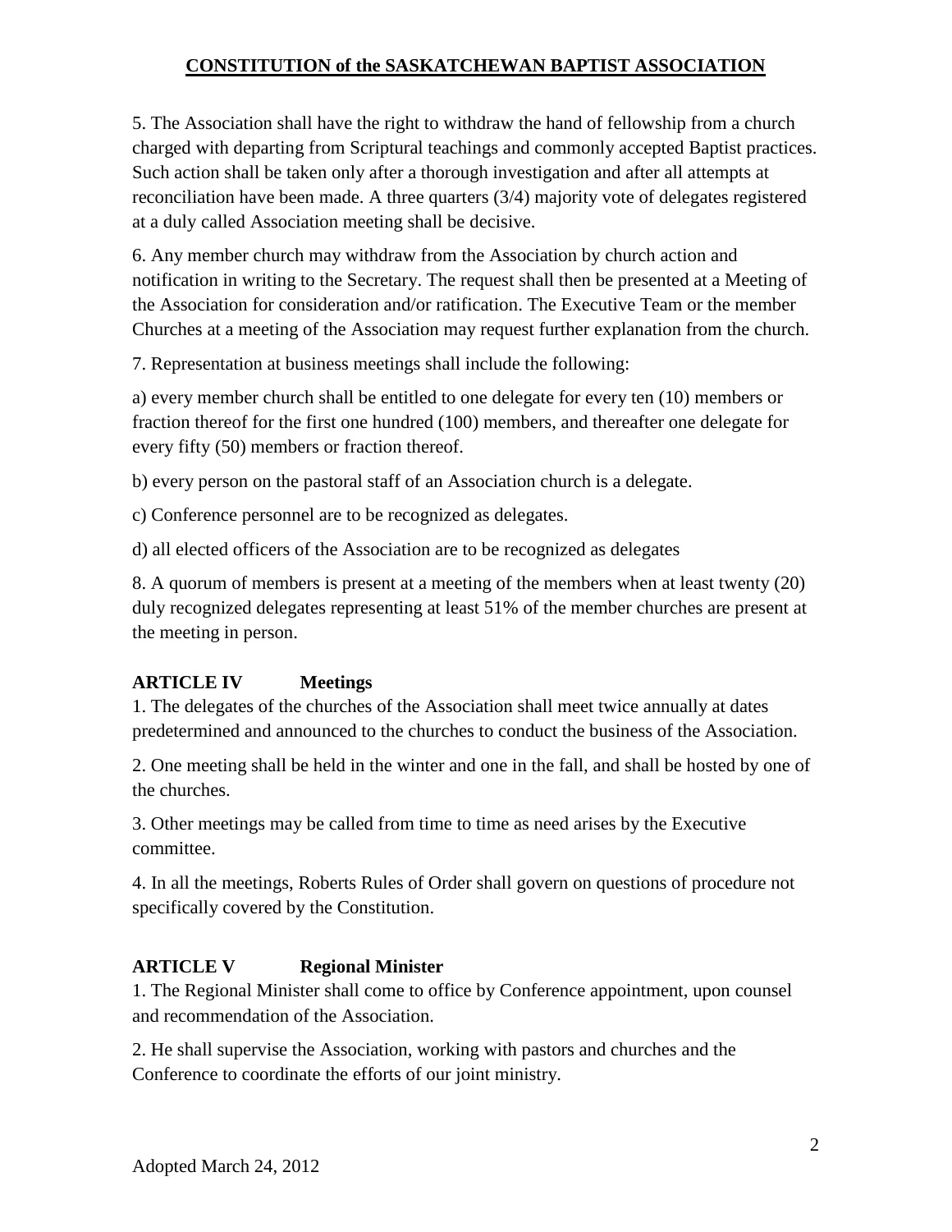5. The Association shall have the right to withdraw the hand of fellowship from a church charged with departing from Scriptural teachings and commonly accepted Baptist practices. Such action shall be taken only after a thorough investigation and after all attempts at reconciliation have been made. A three quarters (3/4) majority vote of delegates registered at a duly called Association meeting shall be decisive.

6. Any member church may withdraw from the Association by church action and notification in writing to the Secretary. The request shall then be presented at a Meeting of the Association for consideration and/or ratification. The Executive Team or the member Churches at a meeting of the Association may request further explanation from the church.

7. Representation at business meetings shall include the following:

a) every member church shall be entitled to one delegate for every ten (10) members or fraction thereof for the first one hundred (100) members, and thereafter one delegate for every fifty (50) members or fraction thereof.

b) every person on the pastoral staff of an Association church is a delegate.

c) Conference personnel are to be recognized as delegates.

d) all elected officers of the Association are to be recognized as delegates

8. A quorum of members is present at a meeting of the members when at least twenty (20) duly recognized delegates representing at least 51% of the member churches are present at the meeting in person.

## ARTICLE IV Meetings

1. The delegates of the churches of the Association shall meet twice annually at dates predetermined and announced to the churches to conduct the business of the Association.

2. One meeting shall be held in the winter and one in the fall, and shall be hosted by one of the churches.

3. Other meetings may be called from time to time as need arises by the Executive committee.

4. In all the meetings, Roberts Rules of Order shall govern on questions of procedure not specifically covered by the Constitution.

## ARTICLE V Regional Minister

1. The Regional Minister shall come to office by Conference appointment, upon counsel and recommendation of the Association.

2. He shall supervise the Association, working with pastors and churches and the Conference to coordinate the efforts of our joint ministry.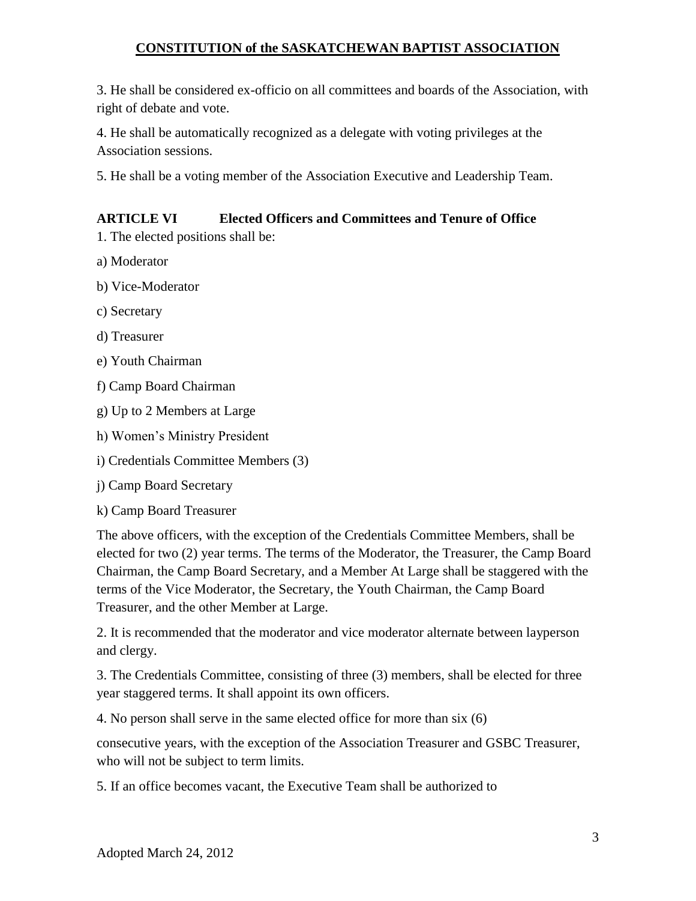3. He shall be considered ex-officio on all committees and boards of the Association, with right of debate and vote.

4. He shall be automatically recognized as a delegate with voting privileges at the Association sessions.

5. He shall be a voting member of the Association Executive and Leadership Team.

## ARTICLE VI Elected Officers and Committees and Tenure of Office

1. The elected positions shall be:

a) Moderator

b) Vice-Moderator

c) Secretary

d) Treasurer

e) Youth Chairman

f) Camp Board Chairman

g) Up to 2 Members at Large

h) Women's Ministry President

i) Credentials Committee Members (3)

j) Camp Board Secretary

k) Camp Board Treasurer

The above officers, with the exception of the Credentials Committee Members, shall be elected for two (2) year terms. The terms of the Moderator, the Treasurer, the Camp Board Chairman, the Camp Board Secretary, and a Member At Large shall be staggered with the terms of the Vice Moderator, the Secretary, the Youth Chairman, the Camp Board Treasurer, and the other Member at Large.

2. It is recommended that the moderator and vice moderator alternate between layperson and clergy.

3. The Credentials Committee, consisting of three (3) members, shall be elected for three year staggered terms. It shall appoint its own officers.

4. No person shall serve in the same elected office for more than six (6)

consecutive years, with the exception of the Association Treasurer and GSBC Treasurer, who will not be subject to term limits.

5. If an office becomes vacant, the Executive Team shall be authorized to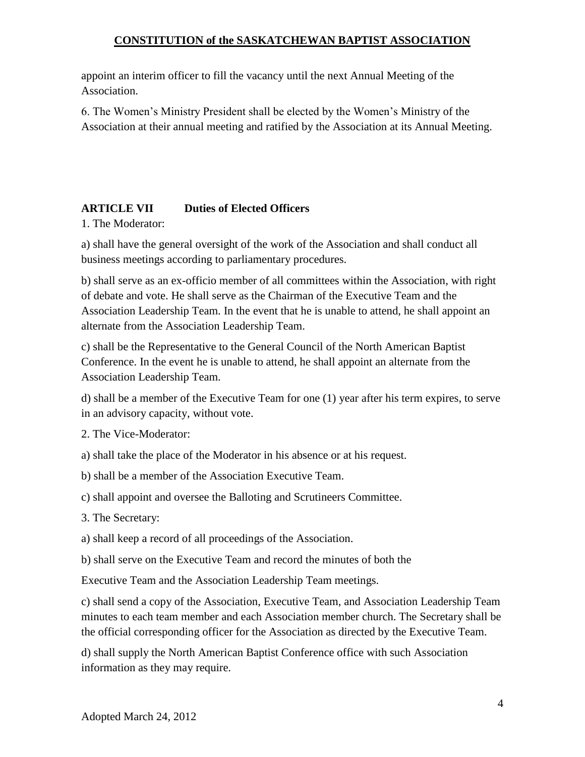appoint an interim officer to fill the vacancy until the next Annual Meeting of the Association.

6. The Women's Ministry President shall be elected by the Women's Ministry of the Association at their annual meeting and ratified by the Association at its Annual Meeting.

## ARTICLE VII Duties of Elected Officers

1. The Moderator:

a) shall have the general oversight of the work of the Association and shall conduct all business meetings according to parliamentary procedures.

b) shall serve as an ex-officio member of all committees within the Association, with right of debate and vote. He shall serve as the Chairman of the Executive Team and the Association Leadership Team. In the event that he is unable to attend, he shall appoint an alternate from the Association Leadership Team.

c) shall be the Representative to the General Council of the North American Baptist Conference. In the event he is unable to attend, he shall appoint an alternate from the Association Leadership Team.

d) shall be a member of the Executive Team for one (1) year after his term expires, to serve in an advisory capacity, without vote.

2. The Vice-Moderator:

a) shall take the place of the Moderator in his absence or at his request.

b) shall be a member of the Association Executive Team.

c) shall appoint and oversee the Balloting and Scrutineers Committee.

3. The Secretary:

a) shall keep a record of all proceedings of the Association.

b) shall serve on the Executive Team and record the minutes of both the Executive Team and the Association Leadership Team meetings.

c) shall send a copy of the Association, Executive Team, and Association Leadership Team minutes to each team member and each Association member church. The Secretary shall be the official corresponding officer for the Association as directed by the Executive Team.

d) shall supply the North American Baptist Conference office with such Association information as they may require.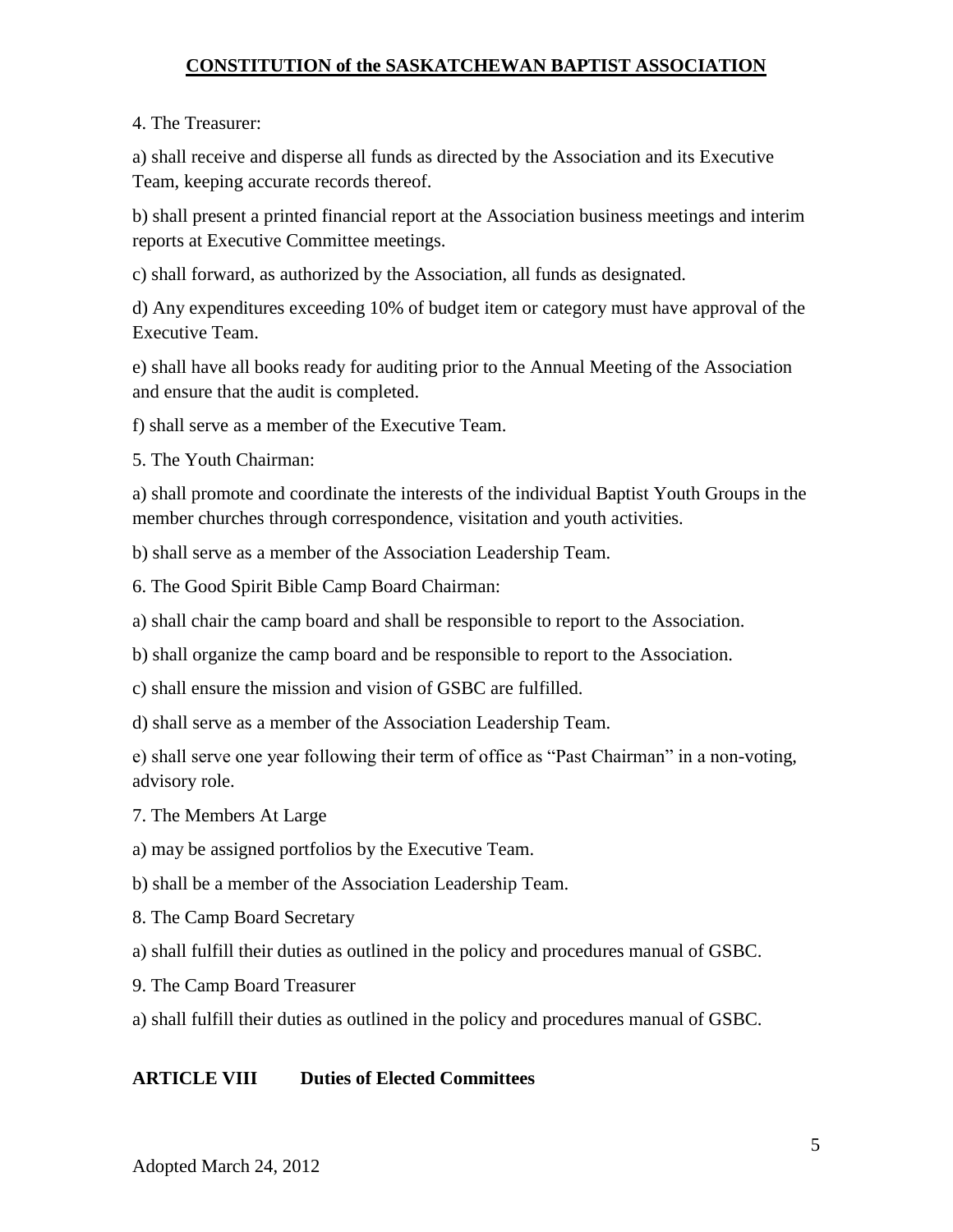4. The Treasurer:

a) shall receive and disperse all funds as directed by the Association and its Executive Team, keeping accurate records thereof.

b) shall present a printed financial report at the Association business meetings and interim reports at Executive Committee meetings.

c) shall forward, as authorized by the Association, all funds as designated.

d) Any expenditures exceeding 10% of budget item or category must have approval of the Executive Team.

e) shall have all books ready for auditing prior to the Annual Meeting of the Association and ensure that the audit is completed.

f) shall serve as a member of the Executive Team.

5. The Youth Chairman:

a) shall promote and coordinate the interests of the individual Baptist Youth Groups in the member churches through correspondence, visitation and youth activities.

b) shall serve as a member of the Association Leadership Team.

6. The Good Spirit Bible Camp Board Chairman:

a) shall chair the camp board and shall be responsible to report to the Association.

b) shall organize the camp board and be responsible to report to the Association.

c) shall ensure the mission and vision of GSBC are fulfilled.

d) shall serve as a member of the Association Leadership Team.

e) shall serve one year following their term of office as "Past Chairman" in a non-voting, advisory role.

7. The Members At Large

a) may be assigned portfolios by the Executive Team.

b) shall be a member of the Association Leadership Team.

8. The Camp Board Secretary

a) shall fulfill their duties as outlined in the policy and procedures manual of GSBC.

9. The Camp Board Treasurer

a) shall fulfill their duties as outlined in the policy and procedures manual of GSBC.

## ARTICLE VIII Duties of Elected Committees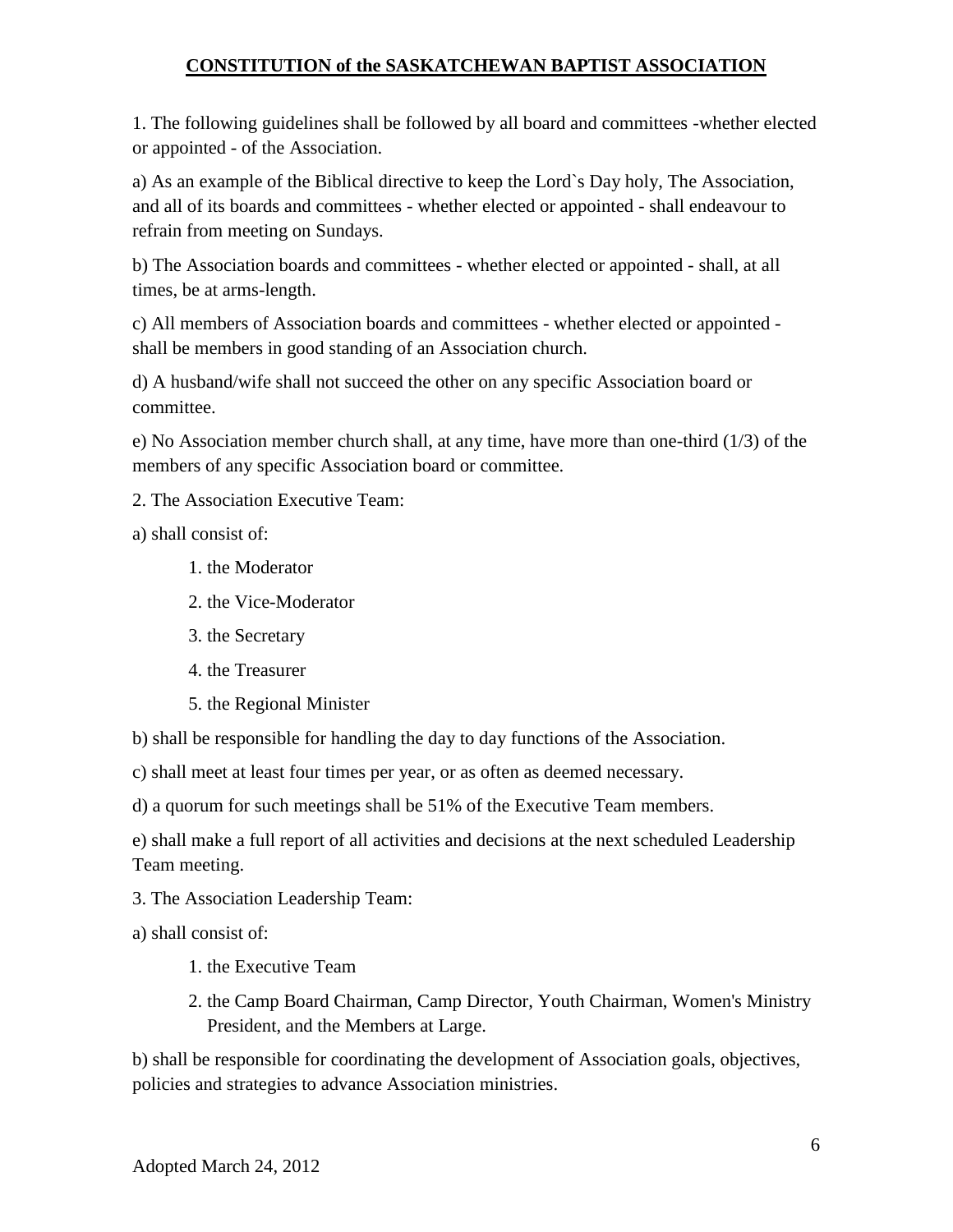## **CONSTITUTION of the SASKATCHEWAN BAPTIST ASSOCIATION**

1. The following guidelines shall be followed by all board and committees -whether elected or appointed - of the Association.

a) As an example of the Biblical directive to keep the Lord`s Day holy, The Association, and all of its boards and committees - whether elected or appointed - shall endeavour to refrain from meeting on Sundays.

b) The Association boards and committees - whether elected or appointed - shall, at all times, be at arms-length.

c) All members of Association boards and committees - whether elected or appointed - shall be members in good standing of an Association church.

d) A husband/wife shall not succeed the other on any specific Association board or committee.

e) No Association member church shall, at any time, have more than one-third (1/3) of the members of any specific Association board or committee.

2. The Association Executive Team:

a) shall consist of:

1. the Moderator
2. the Vice-Moderator
3. the Secretary
4. the Treasurer
5. the Regional Minister

b) shall be responsible for handling the day to day functions of the Association.

c) shall meet at least four times per year, or as often as deemed necessary.

d) a quorum for such meetings shall be 51% of the Executive Team members.

e) shall make a full report of all activities and decisions at the next scheduled Leadership Team meeting.

3. The Association Leadership Team:

a) shall consist of:

1. the Executive Team
2. the Camp Board Chairman, Camp Director, Youth Chairman, Women's Ministry President, and the Members at Large.

b) shall be responsible for coordinating the development of Association goals, objectives, policies and strategies to advance Association ministries.

Adopted March 24, 2012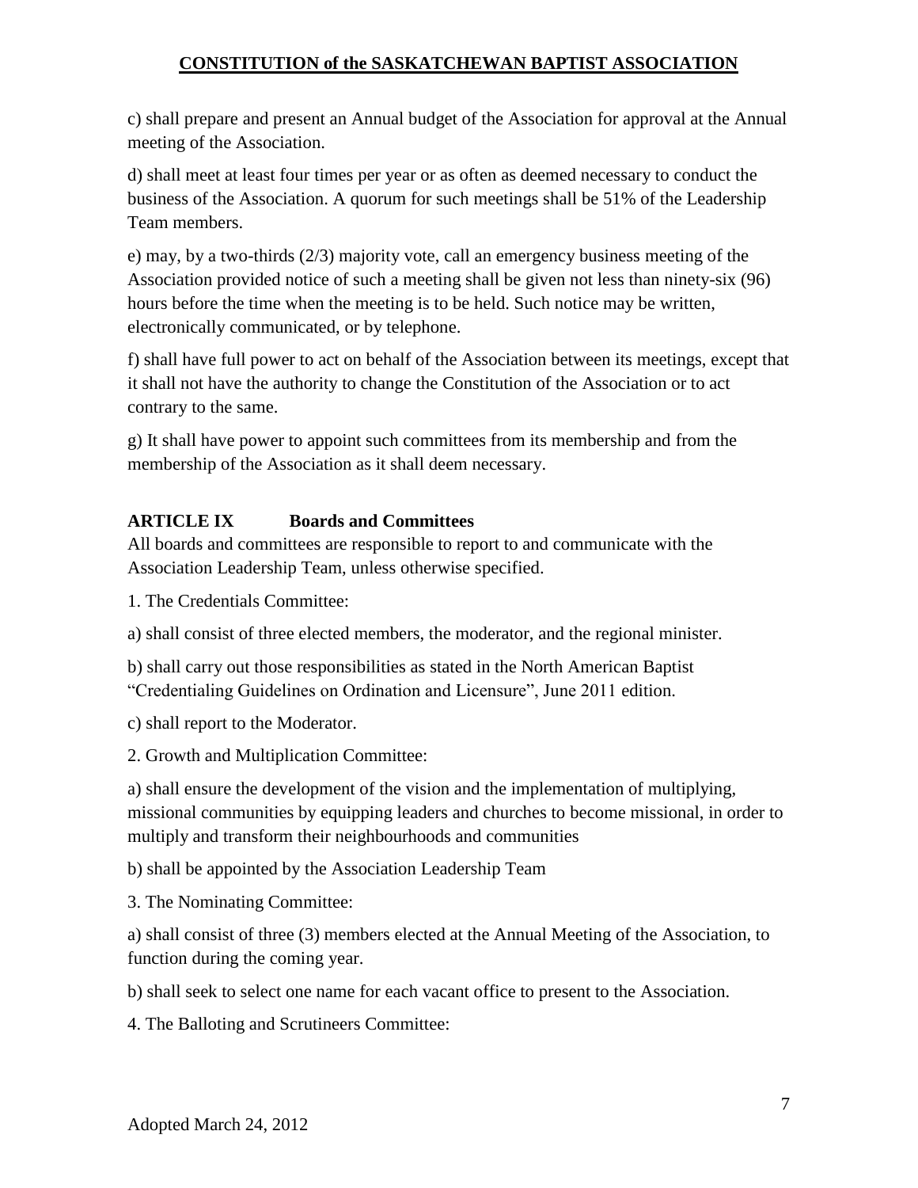c) shall prepare and present an Annual budget of the Association for approval at the Annual meeting of the Association.

d) shall meet at least four times per year or as often as deemed necessary to conduct the business of the Association. A quorum for such meetings shall be 51% of the Leadership Team members.

e) may, by a two-thirds (2/3) majority vote, call an emergency business meeting of the Association provided notice of such a meeting shall be given not less than ninety-six (96) hours before the time when the meeting is to be held. Such notice may be written, electronically communicated, or by telephone.

f) shall have full power to act on behalf of the Association between its meetings, except that it shall not have the authority to change the Constitution of the Association or to act contrary to the same.

g) It shall have power to appoint such committees from its membership and from the membership of the Association as it shall deem necessary.

## ARTICLE IX Boards and Committees

All boards and committees are responsible to report to and communicate with the Association Leadership Team, unless otherwise specified.

1. The Credentials Committee:

a) shall consist of three elected members, the moderator, and the regional minister.

b) shall carry out those responsibilities as stated in the North American Baptist "Credentialing Guidelines on Ordination and Licensure", June 2011 edition.

c) shall report to the Moderator.

2. Growth and Multiplication Committee:

a) shall ensure the development of the vision and the implementation of multiplying, missional communities by equipping leaders and churches to become missional, in order to multiply and transform their neighbourhoods and communities

b) shall be appointed by the Association Leadership Team

3. The Nominating Committee:

a) shall consist of three (3) members elected at the Annual Meeting of the Association, to function during the coming year.

b) shall seek to select one name for each vacant office to present to the Association.

4. The Balloting and Scrutineers Committee: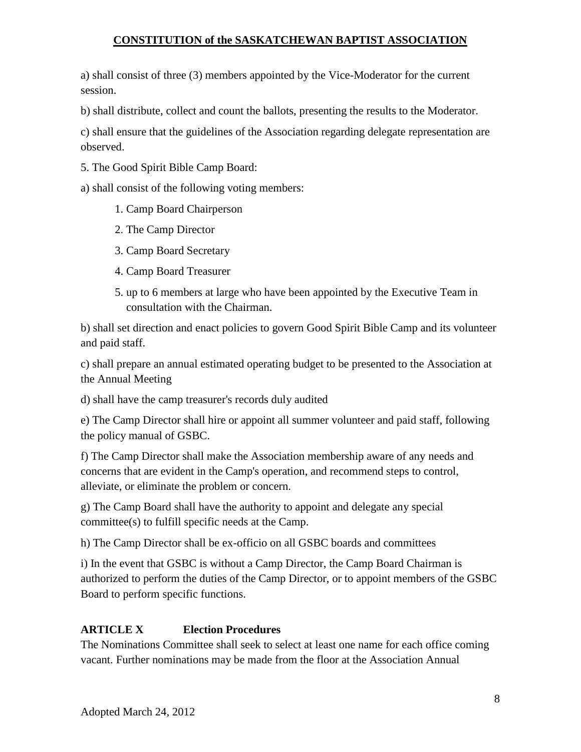a) shall consist of three (3) members appointed by the Vice-Moderator for the current session.

b) shall distribute, collect and count the ballots, presenting the results to the Moderator.

c) shall ensure that the guidelines of the Association regarding delegate representation are observed.

5. The Good Spirit Bible Camp Board:

a) shall consist of the following voting members:

1. Camp Board Chairperson
2. The Camp Director
3. Camp Board Secretary
4. Camp Board Treasurer
5. up to 6 members at large who have been appointed by the Executive Team in consultation with the Chairman.

b) shall set direction and enact policies to govern Good Spirit Bible Camp and its volunteer and paid staff.

c) shall prepare an annual estimated operating budget to be presented to the Association at the Annual Meeting

d) shall have the camp treasurer's records duly audited

e) The Camp Director shall hire or appoint all summer volunteer and paid staff, following the policy manual of GSBC.

f) The Camp Director shall make the Association membership aware of any needs and concerns that are evident in the Camp's operation, and recommend steps to control, alleviate, or eliminate the problem or concern.

g) The Camp Board shall have the authority to appoint and delegate any special committee(s) to fulfill specific needs at the Camp.

h) The Camp Director shall be ex-officio on all GSBC boards and committees

i) In the event that GSBC is without a Camp Director, the Camp Board Chairman is authorized to perform the duties of the Camp Director, or to appoint members of the GSBC Board to perform specific functions.

## ARTICLE X Election Procedures

The Nominations Committee shall seek to select at least one name for each office coming vacant. Further nominations may be made from the floor at the Association Annual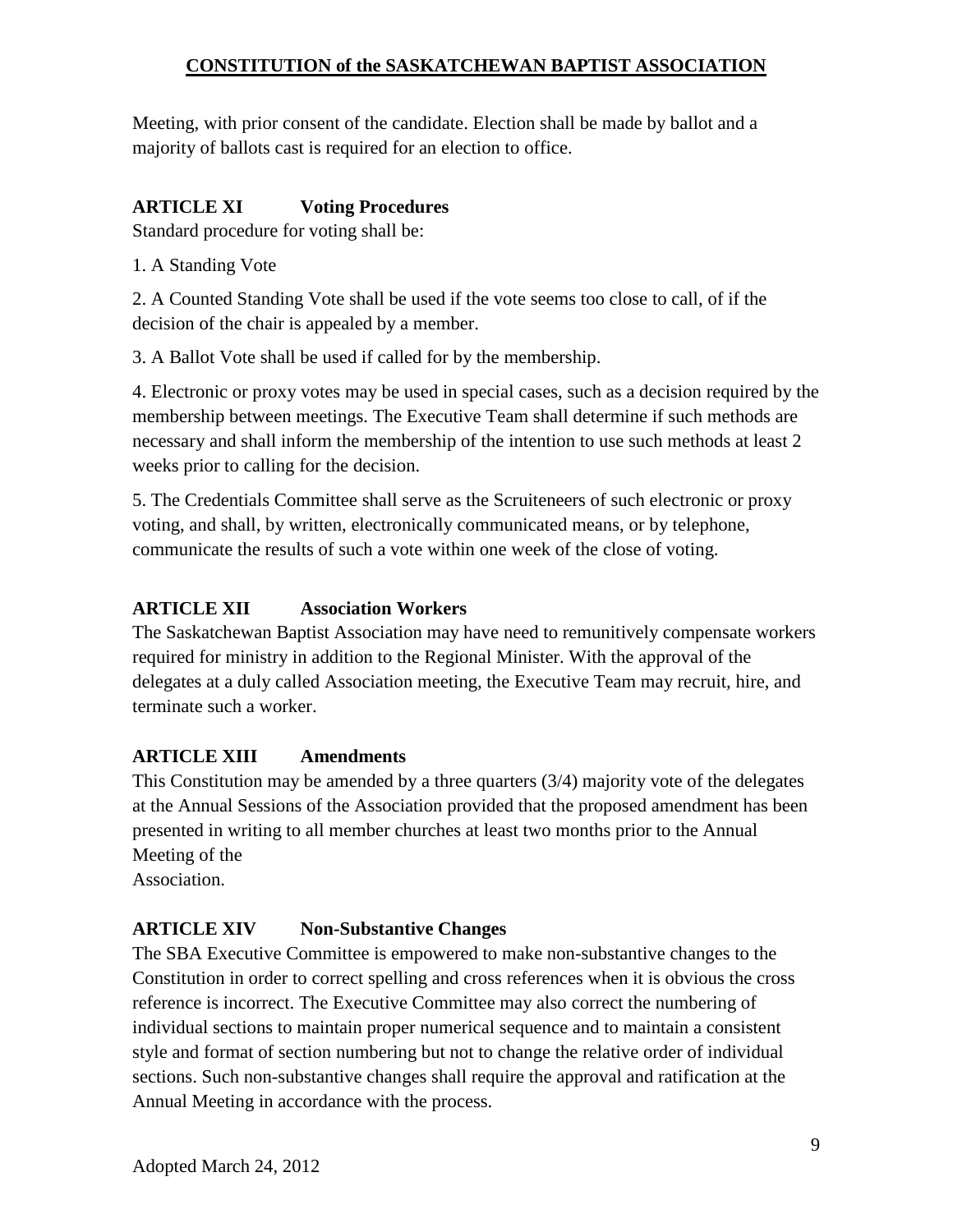Meeting, with prior consent of the candidate. Election shall be made by ballot and a majority of ballots cast is required for an election to office.

## ARTICLE XI Voting Procedures

Standard procedure for voting shall be:

1. A Standing Vote
2. A Counted Standing Vote shall be used if the vote seems too close to call, of if the decision of the chair is appealed by a member.
3. A Ballot Vote shall be used if called for by the membership.
4. Electronic or proxy votes may be used in special cases, such as a decision required by the membership between meetings. The Executive Team shall determine if such methods are necessary and shall inform the membership of the intention to use such methods at least 2 weeks prior to calling for the decision.
5. The Credentials Committee shall serve as the Scruiteneers of such electronic or proxy voting, and shall, by written, electronically communicated means, or by telephone, communicate the results of such a vote within one week of the close of voting.

## ARTICLE XII Association Workers

The Saskatchewan Baptist Association may have need to remunitively compensate workers required for ministry in addition to the Regional Minister. With the approval of the delegates at a duly called Association meeting, the Executive Team may recruit, hire, and terminate such a worker.

## ARTICLE XIII Amendments

This Constitution may be amended by a three quarters (3/4) majority vote of the delegates at the Annual Sessions of the Association provided that the proposed amendment has been presented in writing to all member churches at least two months prior to the Annual Meeting of the Association.

## ARTICLE XIV Non-Substantive Changes

The SBA Executive Committee is empowered to make non-substantive changes to the Constitution in order to correct spelling and cross references when it is obvious the cross reference is incorrect. The Executive Committee may also correct the numbering of individual sections to maintain proper numerical sequence and to maintain a consistent style and format of section numbering but not to change the relative order of individual sections. Such non-substantive changes shall require the approval and ratification at the Annual Meeting in accordance with the process.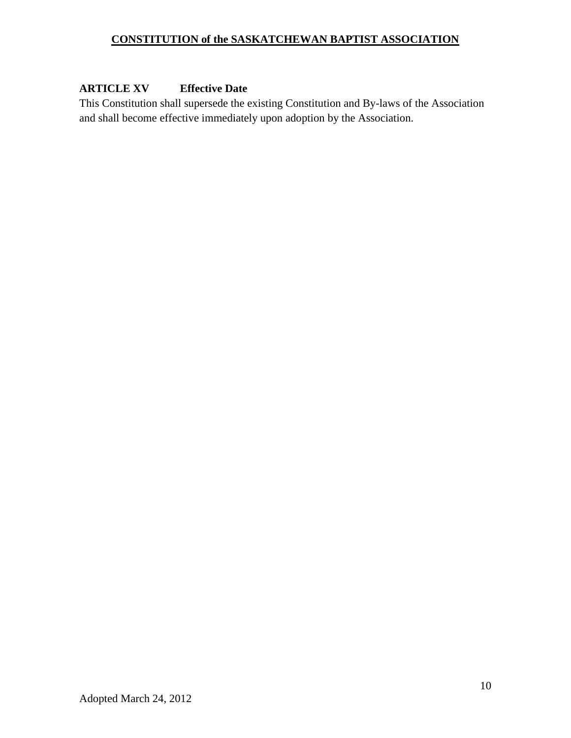**ARTICLE XV Effective Date**

This Constitution shall supersede the existing Constitution and By-laws of the Association and shall become effective immediately upon adoption by the Association.